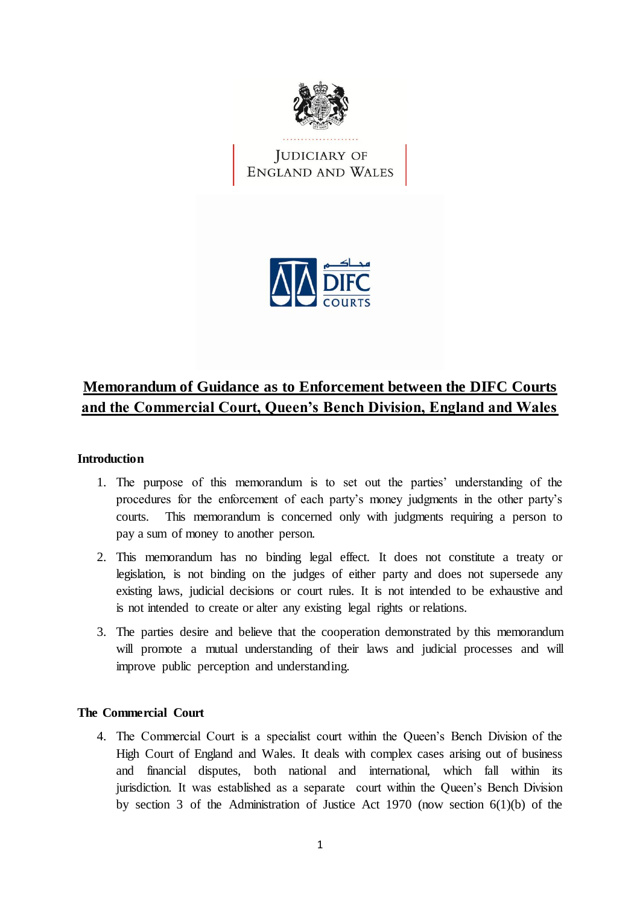JUDICIARY OF ENGLAND AND WALES

محاكم DIFC COURTS

# Memorandum of Guidance as to Enforcement between the DIFC Courts and the Commercial Court, Queen's Bench Division, England and Wales

## Introduction

1. The purpose of this memorandum is to set out the parties' understanding of the procedures for the enforcement of each party's money judgments in the other party's courts. This memorandum is concerned only with judgments requiring a person to pay a sum of money to another person.

2. This memorandum has no binding legal effect. It does not constitute a treaty or legislation, is not binding on the judges of either party and does not supersede any existing laws, judicial decisions or court rules. It is not intended to be exhaustive and is not intended to create or alter any existing legal rights or relations.

3. The parties desire and believe that the cooperation demonstrated by this memorandum will promote a mutual understanding of their laws and judicial processes and will improve public perception and understanding.

## The Commercial Court

4. The Commercial Court is a specialist court within the Queen's Bench Division of the High Court of England and Wales. It deals with complex cases arising out of business and financial disputes, both national and international, which fall within its jurisdiction. It was established as a separate court within the Queen's Bench Division by section 3 of the Administration of Justice Act 1970 (now section 6(1)(b) of the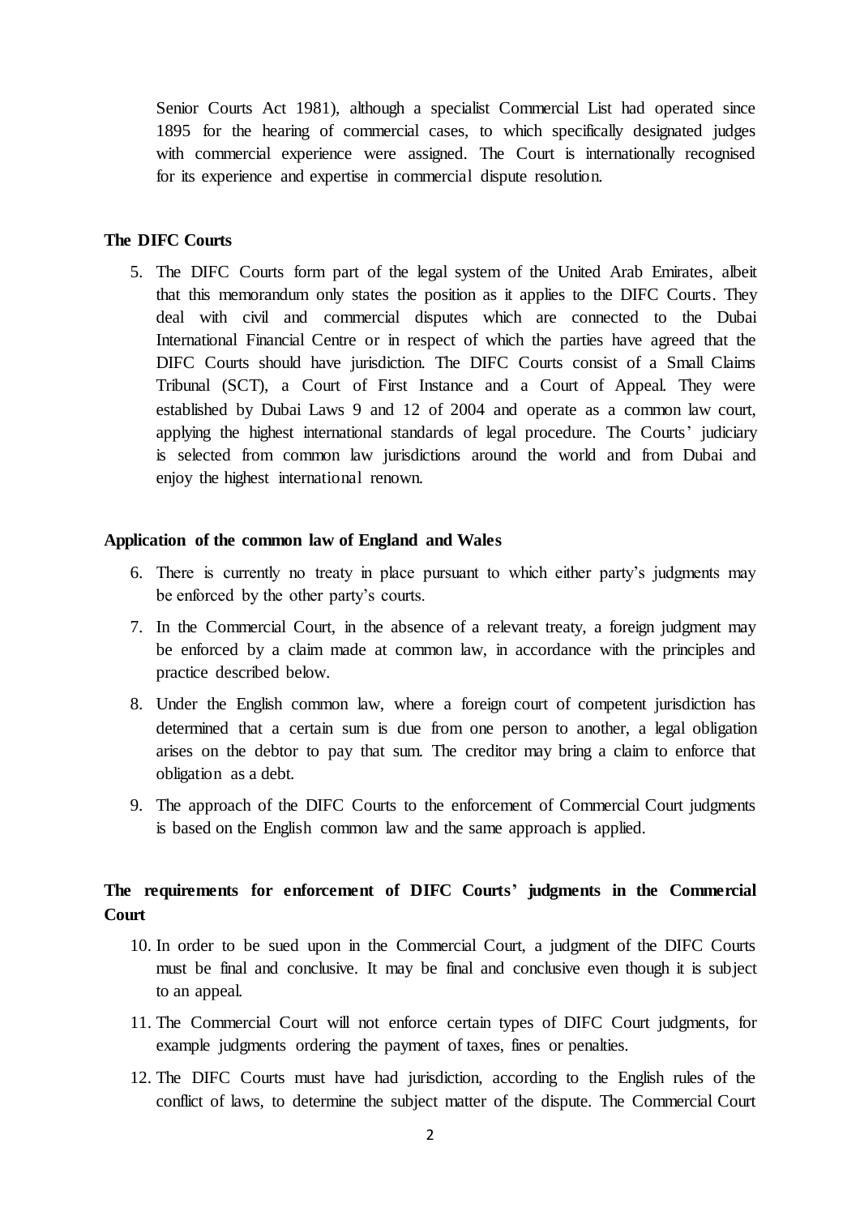Senior Courts Act 1981), although a specialist Commercial List had operated since 1895 for the hearing of commercial cases, to which specifically designated judges with commercial experience were assigned. The Court is internationally recognised for its experience and expertise in commercial dispute resolution.

**The DIFC Courts**

5. The DIFC Courts form part of the legal system of the United Arab Emirates, albeit that this memorandum only states the position as it applies to the DIFC Courts. They deal with civil and commercial disputes which are connected to the Dubai International Financial Centre or in respect of which the parties have agreed that the DIFC Courts should have jurisdiction. The DIFC Courts consist of a Small Claims Tribunal (SCT), a Court of First Instance and a Court of Appeal. They were established by Dubai Laws 9 and 12 of 2004 and operate as a common law court, applying the highest international standards of legal procedure. The Courts' judiciary is selected from common law jurisdictions around the world and from Dubai and enjoy the highest international renown.

**Application of the common law of England and Wales**

6. There is currently no treaty in place pursuant to which either party's judgments may be enforced by the other party's courts.
7. In the Commercial Court, in the absence of a relevant treaty, a foreign judgment may be enforced by a claim made at common law, in accordance with the principles and practice described below.
8. Under the English common law, where a foreign court of competent jurisdiction has determined that a certain sum is due from one person to another, a legal obligation arises on the debtor to pay that sum. The creditor may bring a claim to enforce that obligation as a debt.
9. The approach of the DIFC Courts to the enforcement of Commercial Court judgments is based on the English common law and the same approach is applied.

**The requirements for enforcement of DIFC Courts' judgments in the Commercial Court**

10. In order to be sued upon in the Commercial Court, a judgment of the DIFC Courts must be final and conclusive. It may be final and conclusive even though it is subject to an appeal.
11. The Commercial Court will not enforce certain types of DIFC Court judgments, for example judgments ordering the payment of taxes, fines or penalties.
12. The DIFC Courts must have had jurisdiction, according to the English rules of the conflict of laws, to determine the subject matter of the dispute. The Commercial Court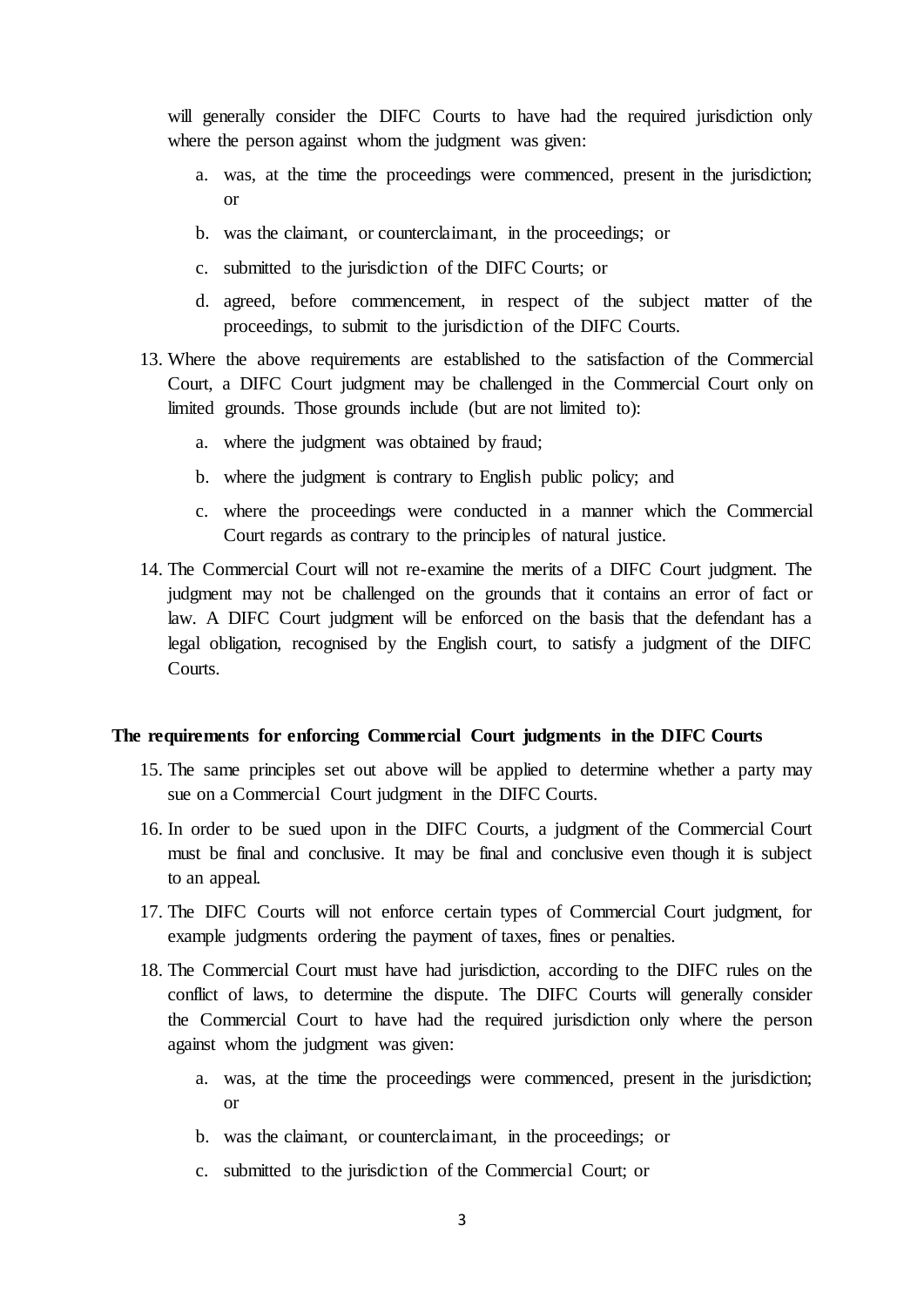will generally consider the DIFC Courts to have had the required jurisdiction only where the person against whom the judgment was given:

a. was, at the time the proceedings were commenced, present in the jurisdiction; or

b. was the claimant, or counterclaimant, in the proceedings; or

c. submitted to the jurisdiction of the DIFC Courts; or

d. agreed, before commencement, in respect of the subject matter of the proceedings, to submit to the jurisdiction of the DIFC Courts.

13. Where the above requirements are established to the satisfaction of the Commercial Court, a DIFC Court judgment may be challenged in the Commercial Court only on limited grounds. Those grounds include (but are not limited to):

    a. where the judgment was obtained by fraud;

    b. where the judgment is contrary to English public policy; and

    c. where the proceedings were conducted in a manner which the Commercial Court regards as contrary to the principles of natural justice.

14. The Commercial Court will not re-examine the merits of a DIFC Court judgment. The judgment may not be challenged on the grounds that it contains an error of fact or law. A DIFC Court judgment will be enforced on the basis that the defendant has a legal obligation, recognised by the English court, to satisfy a judgment of the DIFC Courts.

**The requirements for enforcing Commercial Court judgments in the DIFC Courts**

15. The same principles set out above will be applied to determine whether a party may sue on a Commercial Court judgment in the DIFC Courts.

16. In order to be sued upon in the DIFC Courts, a judgment of the Commercial Court must be final and conclusive. It may be final and conclusive even though it is subject to an appeal.

17. The DIFC Courts will not enforce certain types of Commercial Court judgment, for example judgments ordering the payment of taxes, fines or penalties.

18. The Commercial Court must have had jurisdiction, according to the DIFC rules on the conflict of laws, to determine the dispute. The DIFC Courts will generally consider the Commercial Court to have had the required jurisdiction only where the person against whom the judgment was given:

    a. was, at the time the proceedings were commenced, present in the jurisdiction; or

    b. was the claimant, or counterclaimant, in the proceedings; or

    c. submitted to the jurisdiction of the Commercial Court; or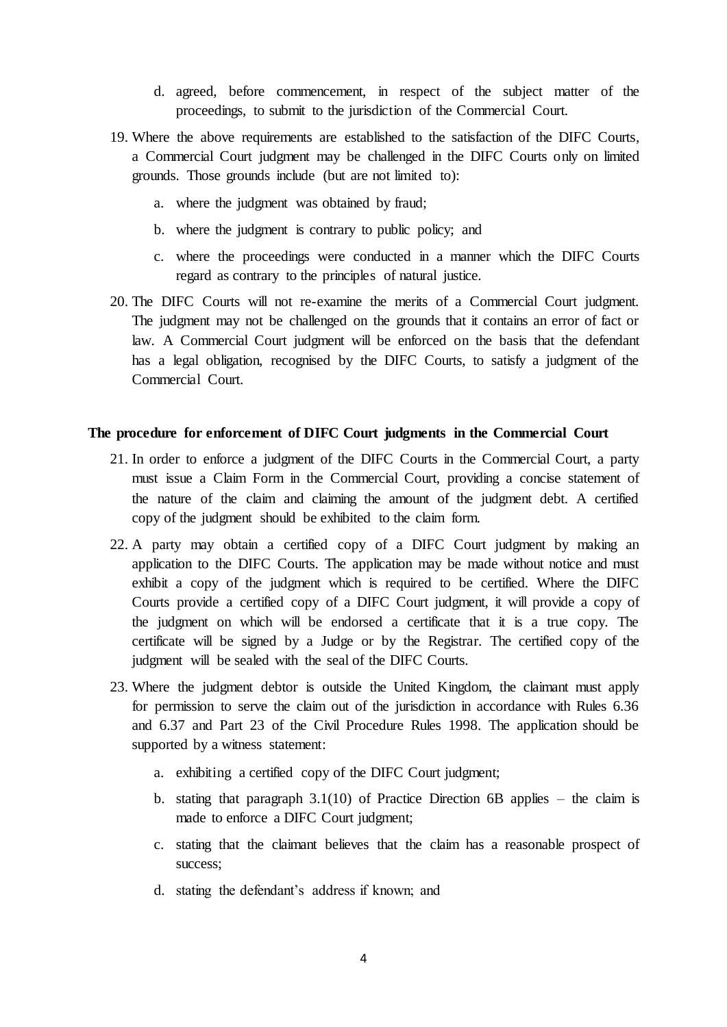d. agreed, before commencement, in respect of the subject matter of the proceedings, to submit to the jurisdiction of the Commercial Court.

19. Where the above requirements are established to the satisfaction of the DIFC Courts, a Commercial Court judgment may be challenged in the DIFC Courts only on limited grounds. Those grounds include (but are not limited to):

    a. where the judgment was obtained by fraud;

    b. where the judgment is contrary to public policy; and

    c. where the proceedings were conducted in a manner which the DIFC Courts regard as contrary to the principles of natural justice.

20. The DIFC Courts will not re-examine the merits of a Commercial Court judgment. The judgment may not be challenged on the grounds that it contains an error of fact or law. A Commercial Court judgment will be enforced on the basis that the defendant has a legal obligation, recognised by the DIFC Courts, to satisfy a judgment of the Commercial Court.

**The procedure for enforcement of DIFC Court judgments in the Commercial Court**

21. In order to enforce a judgment of the DIFC Courts in the Commercial Court, a party must issue a Claim Form in the Commercial Court, providing a concise statement of the nature of the claim and claiming the amount of the judgment debt. A certified copy of the judgment should be exhibited to the claim form.

22. A party may obtain a certified copy of a DIFC Court judgment by making an application to the DIFC Courts. The application may be made without notice and must exhibit a copy of the judgment which is required to be certified. Where the DIFC Courts provide a certified copy of a DIFC Court judgment, it will provide a copy of the judgment on which will be endorsed a certificate that it is a true copy. The certificate will be signed by a Judge or by the Registrar. The certified copy of the judgment will be sealed with the seal of the DIFC Courts.

23. Where the judgment debtor is outside the United Kingdom, the claimant must apply for permission to serve the claim out of the jurisdiction in accordance with Rules 6.36 and 6.37 and Part 23 of the Civil Procedure Rules 1998. The application should be supported by a witness statement:

    a. exhibiting a certified copy of the DIFC Court judgment;

    b. stating that paragraph 3.1(10) of Practice Direction 6B applies – the claim is made to enforce a DIFC Court judgment;

    c. stating that the claimant believes that the claim has a reasonable prospect of success;

    d. stating the defendant's address if known; and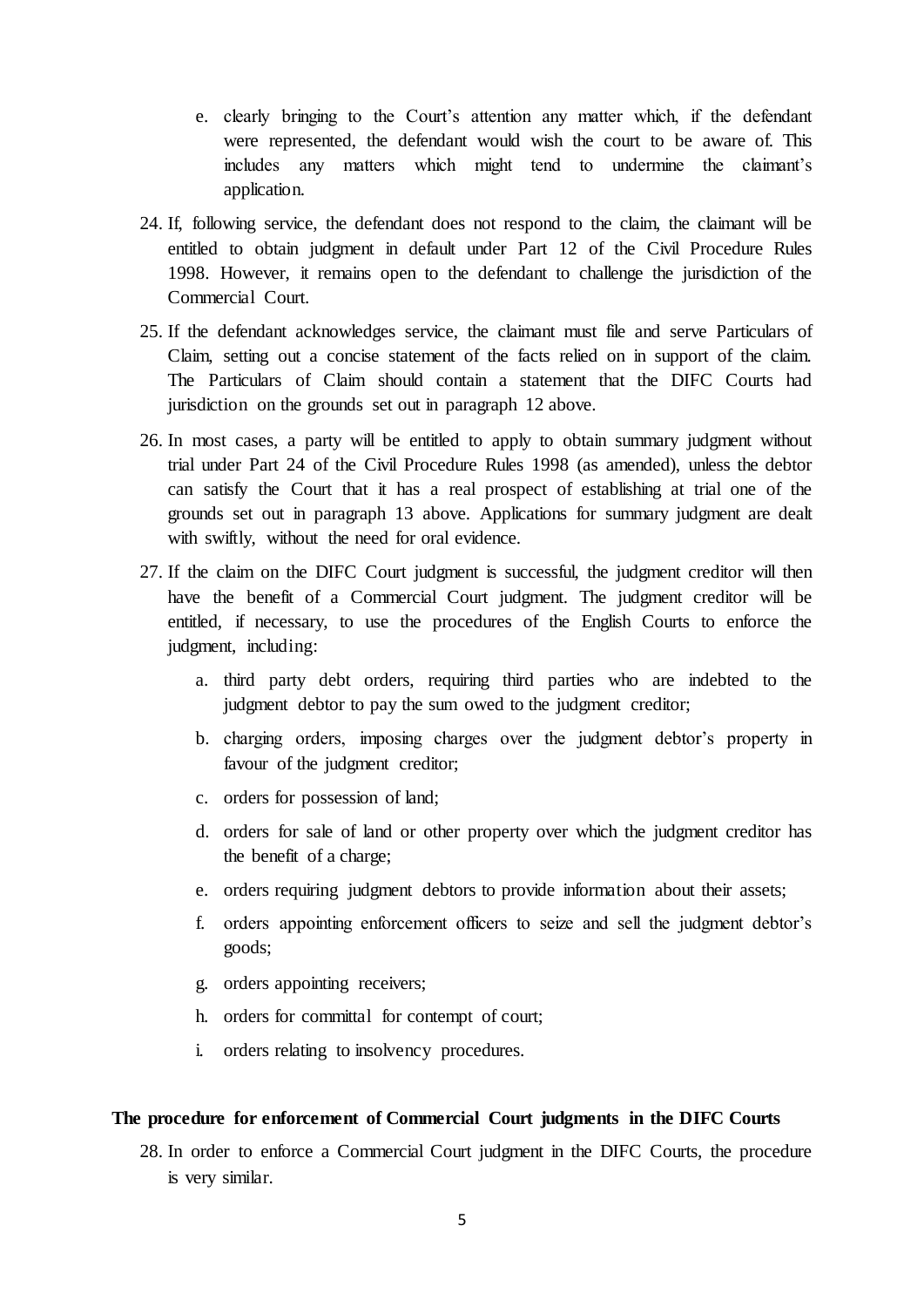e. clearly bringing to the Court's attention any matter which, if the defendant were represented, the defendant would wish the court to be aware of. This includes any matters which might tend to undermine the claimant's application.

24. If, following service, the defendant does not respond to the claim, the claimant will be entitled to obtain judgment in default under Part 12 of the Civil Procedure Rules 1998. However, it remains open to the defendant to challenge the jurisdiction of the Commercial Court.

25. If the defendant acknowledges service, the claimant must file and serve Particulars of Claim, setting out a concise statement of the facts relied on in support of the claim. The Particulars of Claim should contain a statement that the DIFC Courts had jurisdiction on the grounds set out in paragraph 12 above.

26. In most cases, a party will be entitled to apply to obtain summary judgment without trial under Part 24 of the Civil Procedure Rules 1998 (as amended), unless the debtor can satisfy the Court that it has a real prospect of establishing at trial one of the grounds set out in paragraph 13 above. Applications for summary judgment are dealt with swiftly, without the need for oral evidence.

27. If the claim on the DIFC Court judgment is successful, the judgment creditor will then have the benefit of a Commercial Court judgment. The judgment creditor will be entitled, if necessary, to use the procedures of the English Courts to enforce the judgment, including:

    a. third party debt orders, requiring third parties who are indebted to the judgment debtor to pay the sum owed to the judgment creditor;

    b. charging orders, imposing charges over the judgment debtor's property in favour of the judgment creditor;

    c. orders for possession of land;

    d. orders for sale of land or other property over which the judgment creditor has the benefit of a charge;

    e. orders requiring judgment debtors to provide information about their assets;

    f. orders appointing enforcement officers to seize and sell the judgment debtor's goods;

    g. orders appointing receivers;

    h. orders for committal for contempt of court;

    i. orders relating to insolvency procedures.

**The procedure for enforcement of Commercial Court judgments in the DIFC Courts**

28. In order to enforce a Commercial Court judgment in the DIFC Courts, the procedure is very similar.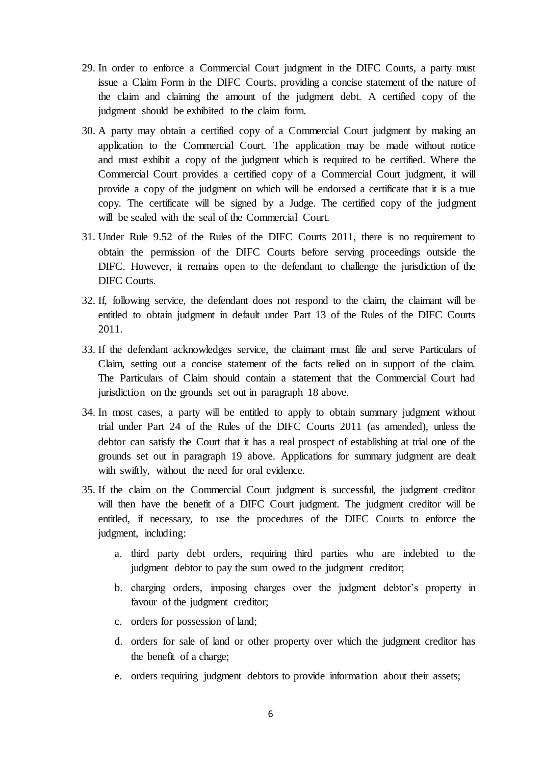29. In order to enforce a Commercial Court judgment in the DIFC Courts, a party must issue a Claim Form in the DIFC Courts, providing a concise statement of the nature of the claim and claiming the amount of the judgment debt. A certified copy of the judgment should be exhibited to the claim form.

30. A party may obtain a certified copy of a Commercial Court judgment by making an application to the Commercial Court. The application may be made without notice and must exhibit a copy of the judgment which is required to be certified. Where the Commercial Court provides a certified copy of a Commercial Court judgment, it will provide a copy of the judgment on which will be endorsed a certificate that it is a true copy. The certificate will be signed by a Judge. The certified copy of the judgment will be sealed with the seal of the Commercial Court.

31. Under Rule 9.52 of the Rules of the DIFC Courts 2011, there is no requirement to obtain the permission of the DIFC Courts before serving proceedings outside the DIFC. However, it remains open to the defendant to challenge the jurisdiction of the DIFC Courts.

32. If, following service, the defendant does not respond to the claim, the claimant will be entitled to obtain judgment in default under Part 13 of the Rules of the DIFC Courts 2011.

33. If the defendant acknowledges service, the claimant must file and serve Particulars of Claim, setting out a concise statement of the facts relied on in support of the claim. The Particulars of Claim should contain a statement that the Commercial Court had jurisdiction on the grounds set out in paragraph 18 above.

34. In most cases, a party will be entitled to apply to obtain summary judgment without trial under Part 24 of the Rules of the DIFC Courts 2011 (as amended), unless the debtor can satisfy the Court that it has a real prospect of establishing at trial one of the grounds set out in paragraph 19 above. Applications for summary judgment are dealt with swiftly, without the need for oral evidence.

35. If the claim on the Commercial Court judgment is successful, the judgment creditor will then have the benefit of a DIFC Court judgment. The judgment creditor will be entitled, if necessary, to use the procedures of the DIFC Courts to enforce the judgment, including:

    a. third party debt orders, requiring third parties who are indebted to the judgment debtor to pay the sum owed to the judgment creditor;

    b. charging orders, imposing charges over the judgment debtor's property in favour of the judgment creditor;

    c. orders for possession of land;

    d. orders for sale of land or other property over which the judgment creditor has the benefit of a charge;

    e. orders requiring judgment debtors to provide information about their assets;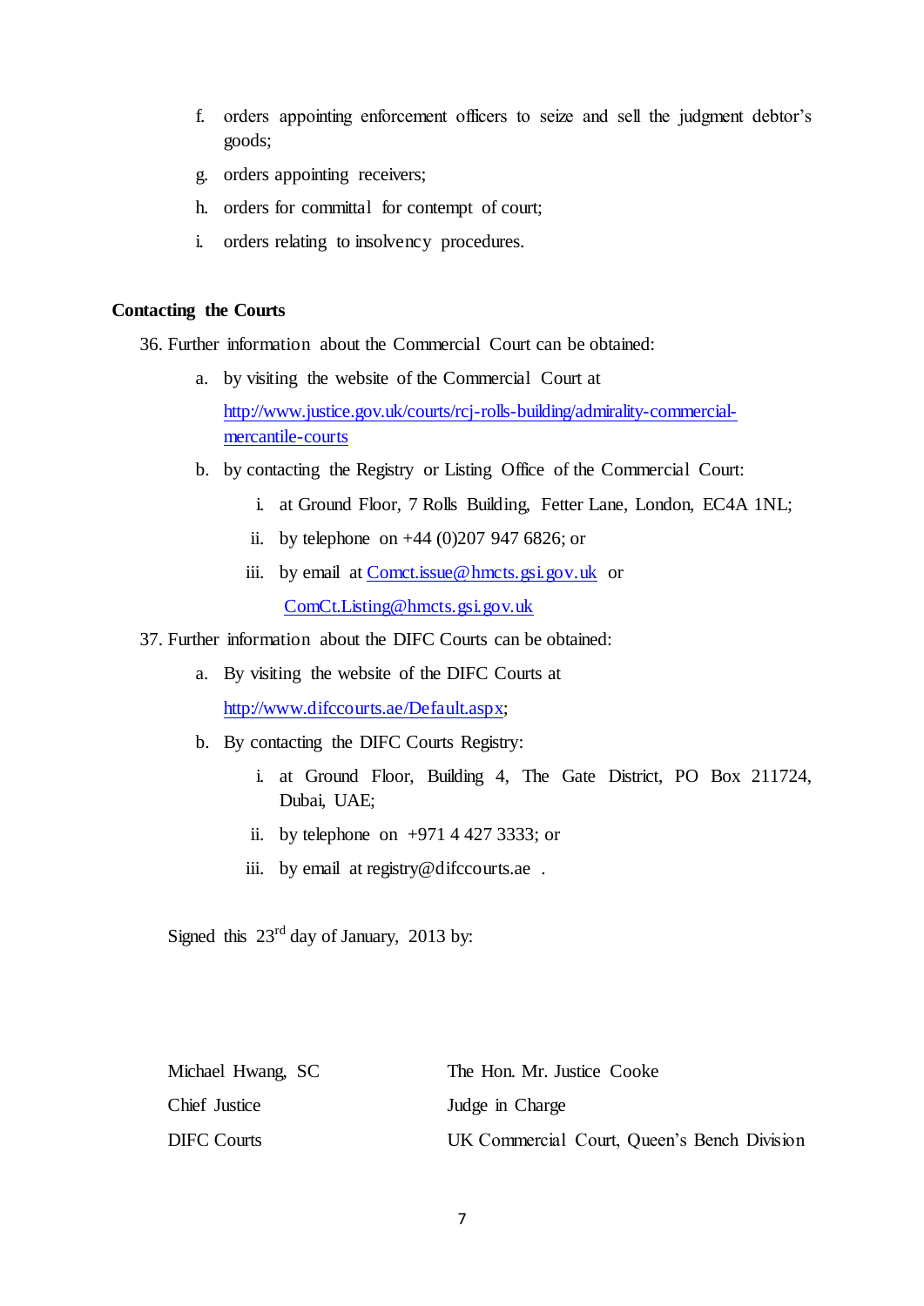f. orders appointing enforcement officers to seize and sell the judgment debtor's goods;

g. orders appointing receivers;

h. orders for committal for contempt of court;

i. orders relating to insolvency procedures.

**Contacting the Courts**

36. Further information about the Commercial Court can be obtained:

   a. by visiting the website of the Commercial Court at http://www.justice.gov.uk/courts/rcj-rolls-building/admirality-commercial-mercantile-courts

   b. by contacting the Registry or Listing Office of the Commercial Court:

      i. at Ground Floor, 7 Rolls Building, Fetter Lane, London, EC4A 1NL;

      ii. by telephone on +44 (0)207 947 6826; or

      iii. by email at Comct.issue@hmcts.gsi.gov.uk or ComCt.Listing@hmcts.gsi.gov.uk

37. Further information about the DIFC Courts can be obtained:

   a. By visiting the website of the DIFC Courts at http://www.difccourts.ae/Default.aspx;

   b. By contacting the DIFC Courts Registry:

      i. at Ground Floor, Building 4, The Gate District, PO Box 211724, Dubai, UAE;

      ii. by telephone on +971 4 427 3333; or

      iii. by email at registry@difccourts.ae .

Signed this 23rd day of January, 2013 by:

| | |
|---|---|
| Michael Hwang, SC | The Hon. Mr. Justice Cooke |
| Chief Justice | Judge in Charge |
| DIFC Courts | UK Commercial Court, Queen's Bench Division |